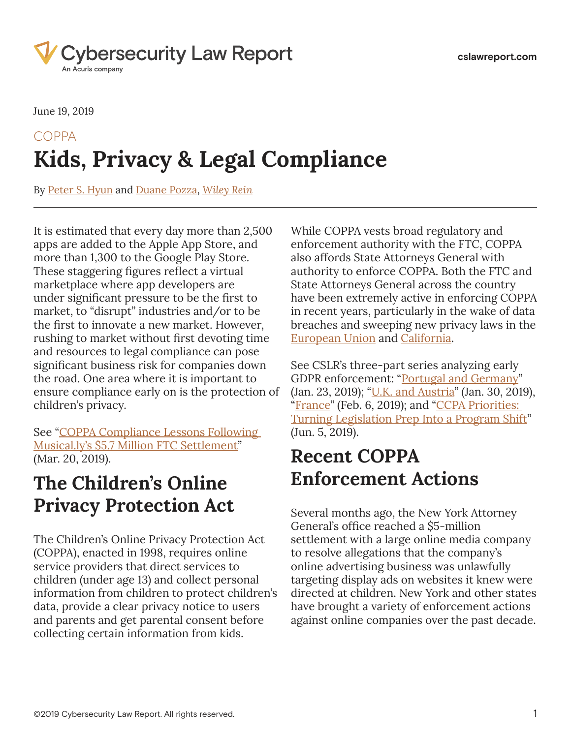June 19, 2019

COPPA

# Kids, Privacy & Legal Compliance

By Peter S. Hyun and Duane Pozza, *Wiley Rein*

It is estimated that every day more than 2,500 apps are added to the Apple App Store, and more than 1,300 to the Google Play Store. These staggering figures reflect a virtual marketplace where app developers are under significant pressure to be the first to market, to "disrupt" industries and/or to be the first to innovate a new market. However, rushing to market without first devoting time and resources to legal compliance can pose significant business risk for companies down the road. One area where it is important to ensure compliance early on is the protection of children's privacy.

See "COPPA Compliance Lessons Following Musical.ly's $5.7 Million FTC Settlement" (Mar. 20, 2019).

## The Children's Online Privacy Protection Act

The Children's Online Privacy Protection Act (COPPA), enacted in 1998, requires online service providers that direct services to children (under age 13) and collect personal information from children to protect children's data, provide a clear privacy notice to users and parents and get parental consent before collecting certain information from kids.

While COPPA vests broad regulatory and enforcement authority with the FTC, COPPA also affords State Attorneys General with authority to enforce COPPA. Both the FTC and State Attorneys General across the country have been extremely active in enforcing COPPA in recent years, particularly in the wake of data breaches and sweeping new privacy laws in the European Union and California.

See CSLR's three-part series analyzing early GDPR enforcement: "Portugal and Germany" (Jan. 23, 2019); "U.K. and Austria" (Jan. 30, 2019), "France" (Feb. 6, 2019); and "CCPA Priorities: Turning Legislation Prep Into a Program Shift" (Jun. 5, 2019).

## Recent COPPA Enforcement Actions

Several months ago, the New York Attorney General's office reached a $5-million settlement with a large online media company to resolve allegations that the company's online advertising business was unlawfully targeting display ads on websites it knew were directed at children. New York and other states have brought a variety of enforcement actions against online companies over the past decade.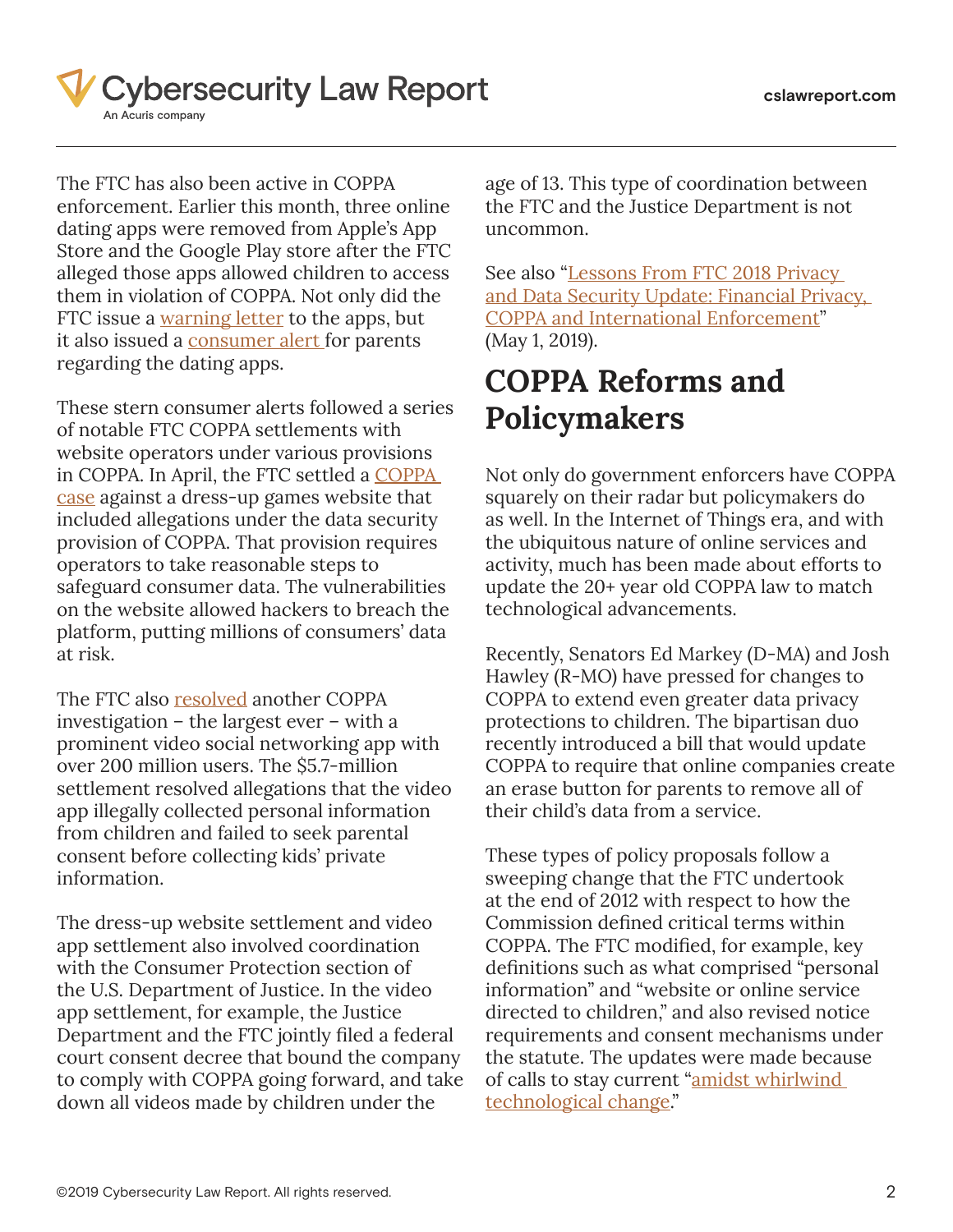The FTC has also been active in COPPA enforcement. Earlier this month, three online dating apps were removed from Apple's App Store and the Google Play store after the FTC alleged those apps allowed children to access them in violation of COPPA. Not only did the FTC issue a warning letter to the apps, but it also issued a consumer alert for parents regarding the dating apps.

These stern consumer alerts followed a series of notable FTC COPPA settlements with website operators under various provisions in COPPA. In April, the FTC settled a COPPA case against a dress-up games website that included allegations under the data security provision of COPPA. That provision requires operators to take reasonable steps to safeguard consumer data. The vulnerabilities on the website allowed hackers to breach the platform, putting millions of consumers' data at risk.

The FTC also resolved another COPPA investigation – the largest ever – with a prominent video social networking app with over 200 million users. The $5.7-million settlement resolved allegations that the video app illegally collected personal information from children and failed to seek parental consent before collecting kids' private information.

The dress-up website settlement and video app settlement also involved coordination with the Consumer Protection section of the U.S. Department of Justice. In the video app settlement, for example, the Justice Department and the FTC jointly filed a federal court consent decree that bound the company to comply with COPPA going forward, and take down all videos made by children under the age of 13. This type of coordination between the FTC and the Justice Department is not uncommon.

See also "Lessons From FTC 2018 Privacy and Data Security Update: Financial Privacy, COPPA and International Enforcement" (May 1, 2019).

## COPPA Reforms and Policymakers

Not only do government enforcers have COPPA squarely on their radar but policymakers do as well. In the Internet of Things era, and with the ubiquitous nature of online services and activity, much has been made about efforts to update the 20+ year old COPPA law to match technological advancements.

Recently, Senators Ed Markey (D-MA) and Josh Hawley (R-MO) have pressed for changes to COPPA to extend even greater data privacy protections to children. The bipartisan duo recently introduced a bill that would update COPPA to require that online companies create an erase button for parents to remove all of their child's data from a service.

These types of policy proposals follow a sweeping change that the FTC undertook at the end of 2012 with respect to how the Commission defined critical terms within COPPA. The FTC modified, for example, key definitions such as what comprised "personal information" and "website or online service directed to children," and also revised notice requirements and consent mechanisms under the statute. The updates were made because of calls to stay current "amidst whirlwind technological change."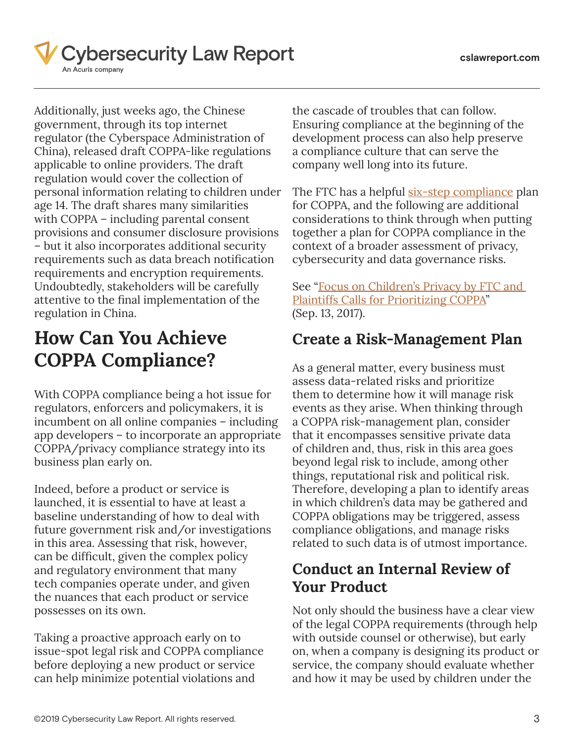Additionally, just weeks ago, the Chinese government, through its top internet regulator (the Cyberspace Administration of China), released draft COPPA-like regulations applicable to online providers. The draft regulation would cover the collection of personal information relating to children under age 14. The draft shares many similarities with COPPA – including parental consent provisions and consumer disclosure provisions – but it also incorporates additional security requirements such as data breach notification requirements and encryption requirements. Undoubtedly, stakeholders will be carefully attentive to the final implementation of the regulation in China.

## How Can You Achieve COPPA Compliance?

With COPPA compliance being a hot issue for regulators, enforcers and policymakers, it is incumbent on all online companies – including app developers – to incorporate an appropriate COPPA/privacy compliance strategy into its business plan early on.

Indeed, before a product or service is launched, it is essential to have at least a baseline understanding of how to deal with future government risk and/or investigations in this area. Assessing that risk, however, can be difficult, given the complex policy and regulatory environment that many tech companies operate under, and given the nuances that each product or service possesses on its own.

Taking a proactive approach early on to issue-spot legal risk and COPPA compliance before deploying a new product or service can help minimize potential violations and the cascade of troubles that can follow. Ensuring compliance at the beginning of the development process can also help preserve a compliance culture that can serve the company well long into its future.

The FTC has a helpful six-step compliance plan for COPPA, and the following are additional considerations to think through when putting together a plan for COPPA compliance in the context of a broader assessment of privacy, cybersecurity and data governance risks.

See "Focus on Children's Privacy by FTC and Plaintiffs Calls for Prioritizing COPPA" (Sep. 13, 2017).

### Create a Risk-Management Plan

As a general matter, every business must assess data-related risks and prioritize them to determine how it will manage risk events as they arise. When thinking through a COPPA risk-management plan, consider that it encompasses sensitive private data of children and, thus, risk in this area goes beyond legal risk to include, among other things, reputational risk and political risk. Therefore, developing a plan to identify areas in which children's data may be gathered and COPPA obligations may be triggered, assess compliance obligations, and manage risks related to such data is of utmost importance.

### Conduct an Internal Review of Your Product

Not only should the business have a clear view of the legal COPPA requirements (through help with outside counsel or otherwise), but early on, when a company is designing its product or service, the company should evaluate whether and how it may be used by children under the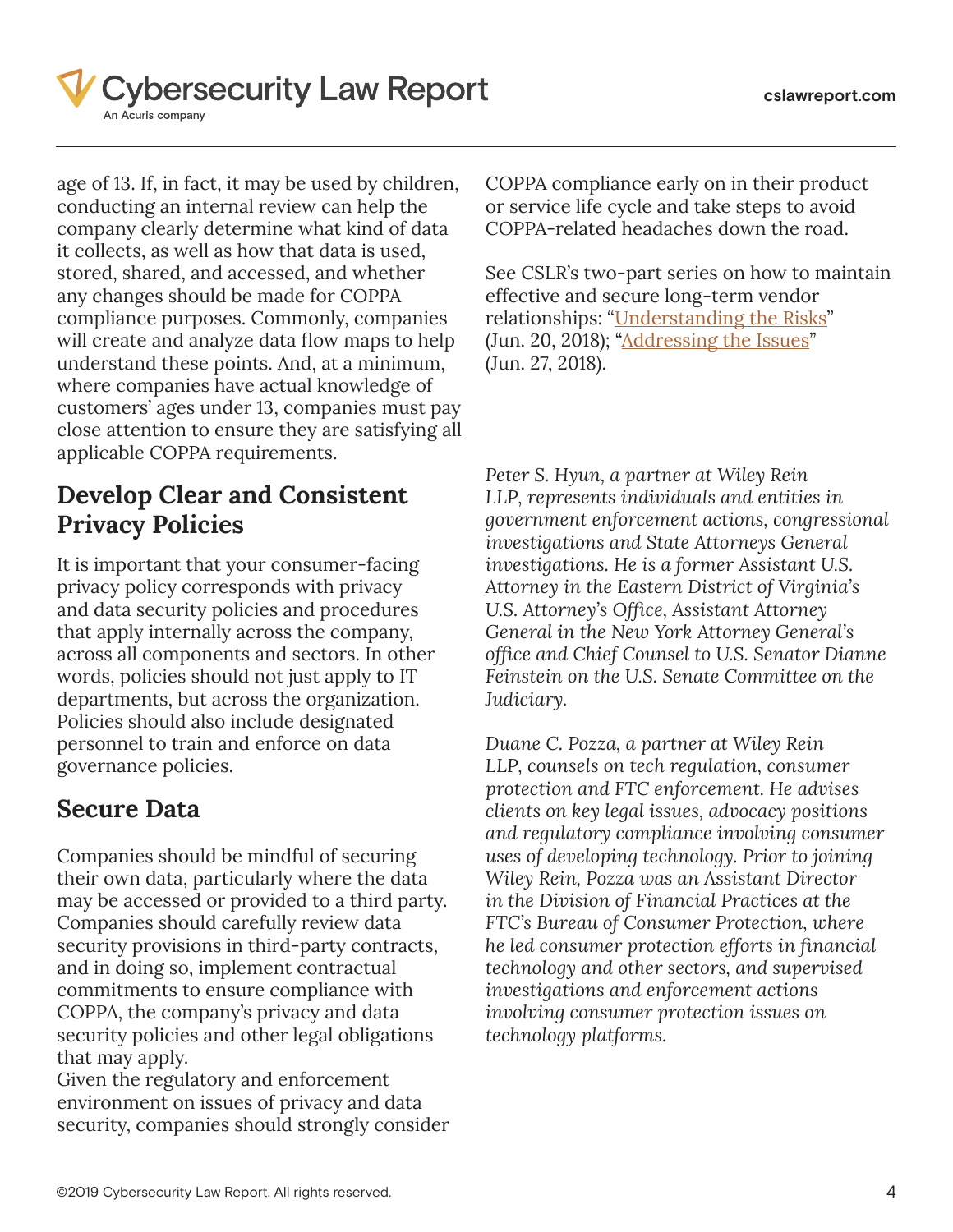age of 13. If, in fact, it may be used by children, conducting an internal review can help the company clearly determine what kind of data it collects, as well as how that data is used, stored, shared, and accessed, and whether any changes should be made for COPPA compliance purposes. Commonly, companies will create and analyze data flow maps to help understand these points. And, at a minimum, where companies have actual knowledge of customers' ages under 13, companies must pay close attention to ensure they are satisfying all applicable COPPA requirements.

## Develop Clear and Consistent Privacy Policies

It is important that your consumer-facing privacy policy corresponds with privacy and data security policies and procedures that apply internally across the company, across all components and sectors. In other words, policies should not just apply to IT departments, but across the organization. Policies should also include designated personnel to train and enforce on data governance policies.

## Secure Data

Companies should be mindful of securing their own data, particularly where the data may be accessed or provided to a third party. Companies should carefully review data security provisions in third-party contracts, and in doing so, implement contractual commitments to ensure compliance with COPPA, the company's privacy and data security policies and other legal obligations that may apply.

Given the regulatory and enforcement environment on issues of privacy and data security, companies should strongly consider COPPA compliance early on in their product or service life cycle and take steps to avoid COPPA-related headaches down the road.

See CSLR's two-part series on how to maintain effective and secure long-term vendor relationships: "Understanding the Risks" (Jun. 20, 2018); "Addressing the Issues" (Jun. 27, 2018).

*Peter S. Hyun, a partner at Wiley Rein LLP, represents individuals and entities in government enforcement actions, congressional investigations and State Attorneys General investigations. He is a former Assistant U.S. Attorney in the Eastern District of Virginia's U.S. Attorney's Office, Assistant Attorney General in the New York Attorney General's office and Chief Counsel to U.S. Senator Dianne Feinstein on the U.S. Senate Committee on the Judiciary.*

*Duane C. Pozza, a partner at Wiley Rein LLP, counsels on tech regulation, consumer protection and FTC enforcement. He advises clients on key legal issues, advocacy positions and regulatory compliance involving consumer uses of developing technology. Prior to joining Wiley Rein, Pozza was an Assistant Director in the Division of Financial Practices at the FTC's Bureau of Consumer Protection, where he led consumer protection efforts in financial technology and other sectors, and supervised investigations and enforcement actions involving consumer protection issues on technology platforms.*